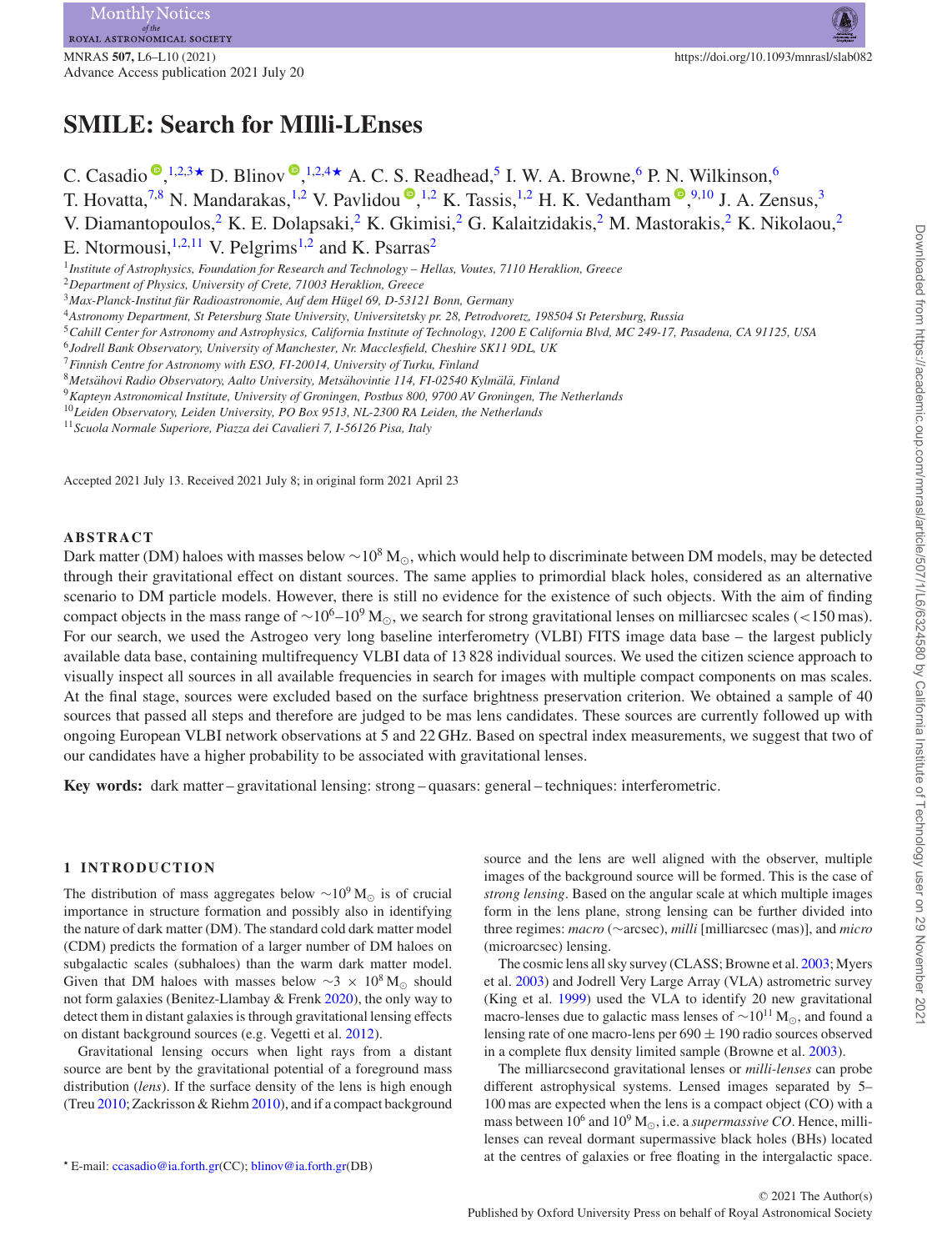# SMILE: Search for MIlli-LEnses

C. Casadio[1,2,3★] D. Blinov[1,2,4★] A. C. S. Readhead,[5] I. W. A. Browne,[6] P. N. Wilkinson,[6] T. Hovatta,[7,8] N. Mandarakas,[1,2] V. Pavlidou[1,2] K. Tassis,[1,2] H. K. Vedantham[9,10] J. A. Zensus,[3] V. Diamantopoulos,[2] K. E. Dolapsaki,[2] K. Gkimisi,[2] G. Kalaitzidakis,[2] M. Mastorakis,[2] K. Nikolaou,[2] E. Ntormousi,[1,2,11] V. Pelgrims[1,2] and K. Psarras[2]

[1]Institute of Astrophysics, Foundation for Research and Technology – Hellas, Voutes, 7110 Heraklion, Greece
[2]Department of Physics, University of Crete, 71003 Heraklion, Greece
[3]Max-Planck-Institut für Radioastronomie, Auf dem Hügel 69, D-53121 Bonn, Germany
[4]Astronomy Department, St Petersburg State University, Universitetsky pr. 28, Petrodvoretz, 198504 St Petersburg, Russia
[5]Cahill Center for Astronomy and Astrophysics, California Institute of Technology, 1200 E California Blvd, MC 249-17, Pasadena, CA 91125, USA
[6]Jodrell Bank Observatory, University of Manchester, Nr. Macclesfield, Cheshire SK11 9DL, UK
[7]Finnish Centre for Astronomy with ESO, FI-20014, University of Turku, Finland
[8]Metsähovi Radio Observatory, Aalto University, Metsähovintie 114, FI-02540 Kylmälä, Finland
[9]Kapteyn Astronomical Institute, University of Groningen, Postbus 800, 9700 AV Groningen, The Netherlands
[10]Leiden Observatory, Leiden University, PO Box 9513, NL-2300 RA Leiden, the Netherlands
[11]Scuola Normale Superiore, Piazza dei Cavalieri 7, I-56126 Pisa, Italy

Accepted 2021 July 13. Received 2021 July 8; in original form 2021 April 23

## ABSTRACT

Dark matter (DM) haloes with masses below $\sim 10^8\,M_\odot$, which would help to discriminate between DM models, may be detected through their gravitational effect on distant sources. The same applies to primordial black holes, considered as an alternative scenario to DM particle models. However, there is still no evidence for the existence of such objects. With the aim of finding compact objects in the mass range of $\sim 10^6$–$10^9\,M_\odot$, we search for strong gravitational lenses on milliarcsec scales (<150 mas). For our search, we used the Astrogeo very long baseline interferometry (VLBI) FITS image data base – the largest publicly available data base, containing multifrequency VLBI data of 13 828 individual sources. We used the citizen science approach to visually inspect all sources in all available frequencies in search for images with multiple compact components on mas scales. At the final stage, sources were excluded based on the surface brightness preservation criterion. We obtained a sample of 40 sources that passed all steps and therefore are judged to be mas lens candidates. These sources are currently followed up with ongoing European VLBI network observations at 5 and 22 GHz. Based on spectral index measurements, we suggest that two of our candidates have a higher probability to be associated with gravitational lenses.

**Key words:** dark matter – gravitational lensing: strong – quasars: general – techniques: interferometric.

## 1 INTRODUCTION

The distribution of mass aggregates below $\sim 10^9\,M_\odot$ is of crucial importance in structure formation and possibly also in identifying the nature of dark matter (DM). The standard cold dark matter model (CDM) predicts the formation of a larger number of DM haloes on subgalactic scales (subhaloes) than the warm dark matter model. Given that DM haloes with masses below $\sim 3 \times 10^8\,M_\odot$ should not form galaxies (Benitez-Llambay & Frenk 2020), the only way to detect them in distant galaxies is through gravitational lensing effects on distant background sources (e.g. Vegetti et al. 2012).

Gravitational lensing occurs when light rays from a distant source are bent by the gravitational potential of a foreground mass distribution (*lens*). If the surface density of the lens is high enough (Treu 2010; Zackrisson & Riehm 2010), and if a compact background source and the lens are well aligned with the observer, multiple images of the background source will be formed. This is the case of *strong lensing*. Based on the angular scale at which multiple images form in the lens plane, strong lensing can be further divided into three regimes: *macro* (∼arcsec), *milli* [milliarcsec (mas)], and *micro* (microarcsec) lensing.

The cosmic lens all sky survey (CLASS; Browne et al. 2003; Myers et al. 2003) and Jodrell Bank Very Large Array (VLA) astrometric survey (King et al. 1999) used the VLA to identify 20 new gravitational macro-lenses due to galactic mass lenses of $\sim 10^{11}\,M_\odot$, and found a lensing rate of one macro-lens per $690 \pm 190$ radio sources observed in a complete flux density limited sample (Browne et al. 2003).

The milliarcsecond gravitational lenses or *milli-lenses* can probe different astrophysical systems. Lensed images separated by 5–100 mas are expected when the lens is a compact object (CO) with a mass between $10^6$ and $10^9\,M_\odot$, i.e. a *supermassive CO*. Hence, milli-lenses can reveal dormant supermassive black holes (BHs) located at the centres of galaxies or free floating in the intergalactic space.

★ E-mail: ccasadio@ia.forth.gr(CC); blinov@ia.forth.gr(DB)

© 2021 The Author(s)
Published by Oxford University Press on behalf of Royal Astronomical Society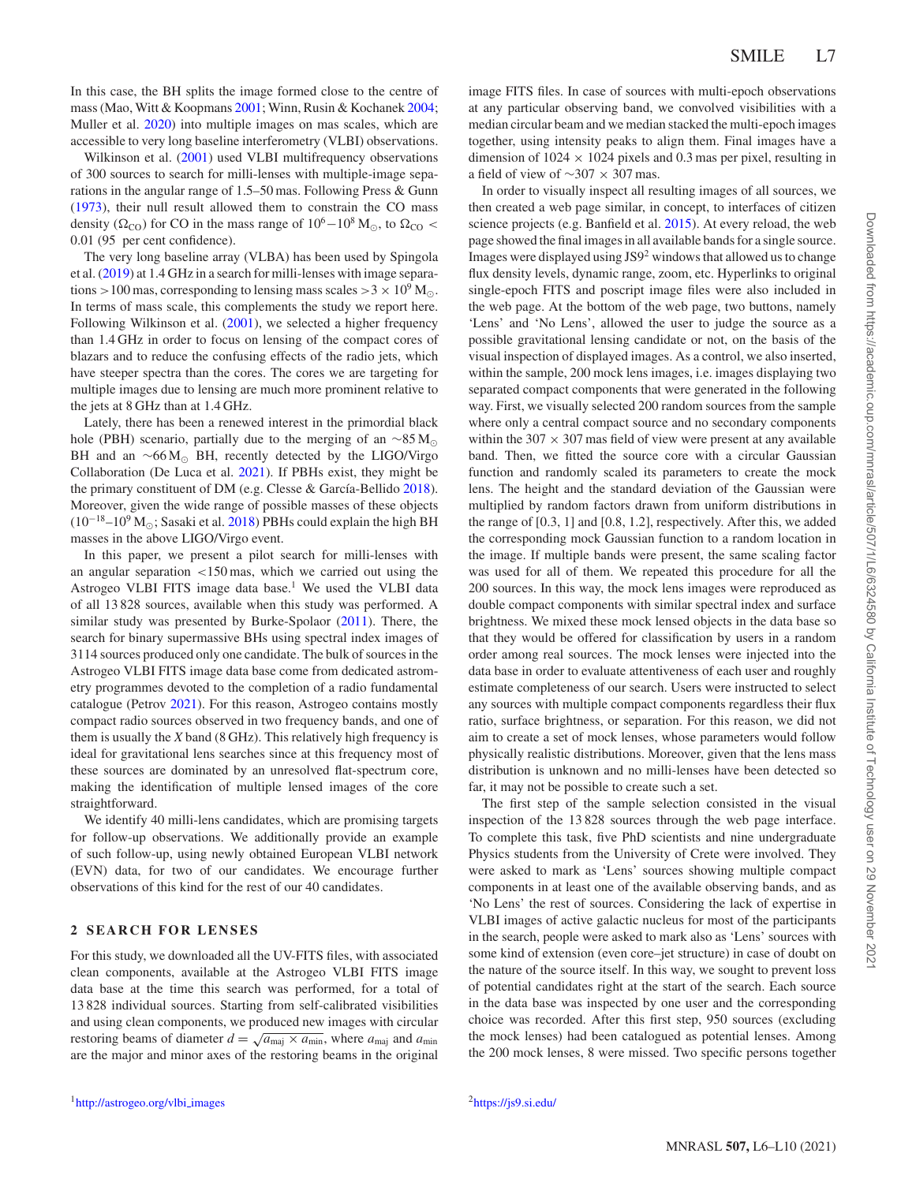In this case, the BH splits the image formed close to the centre of mass (Mao, Witt & Koopmans 2001; Winn, Rusin & Kochanek 2004; Muller et al. 2020) into multiple images on mas scales, which are accessible to very long baseline interferometry (VLBI) observations.

Wilkinson et al. (2001) used VLBI multifrequency observations of 300 sources to search for milli-lenses with multiple-image separations in the angular range of 1.5–50 mas. Following Press & Gunn (1973), their null result allowed them to constrain the CO mass density ($\Omega_{\rm CO}$) for CO in the mass range of $10^6-10^8\,{\rm M}_\odot$, to $\Omega_{\rm CO} < 0.01$ (95 per cent confidence).

The very long baseline array (VLBA) has been used by Spingola et al. (2019) at 1.4 GHz in a search for milli-lenses with image separations >100 mas, corresponding to lensing mass scales $>3\times10^9\,{\rm M}_\odot$. In terms of mass scale, this complements the study we report here. Following Wilkinson et al. (2001), we selected a higher frequency than 1.4 GHz in order to focus on lensing of the compact cores of blazars and to reduce the confusing effects of the radio jets, which have steeper spectra than the cores. The cores we are targeting for multiple images due to lensing are much more prominent relative to the jets at 8 GHz than at 1.4 GHz.

Lately, there has been a renewed interest in the primordial black hole (PBH) scenario, partially due to the merging of an $\sim85\,{\rm M}_\odot$ BH and an $\sim66\,{\rm M}_\odot$ BH, recently detected by the LIGO/Virgo Collaboration (De Luca et al. 2021). If PBHs exist, they might be the primary constituent of DM (e.g. Clesse & García-Bellido 2018). Moreover, given the wide range of possible masses of these objects ($10^{-18}$–$10^9\,{\rm M}_\odot$; Sasaki et al. 2018) PBHs could explain the high BH masses in the above LIGO/Virgo event.

In this paper, we present a pilot search for milli-lenses with an angular separation <150 mas, which we carried out using the Astrogeo VLBI FITS image data base.[1] We used the VLBI data of all 13 828 sources, available when this study was performed. A similar study was presented by Burke-Spolaor (2011). There, the search for binary supermassive BHs using spectral index images of 3114 sources produced only one candidate. The bulk of sources in the Astrogeo VLBI FITS image data base come from dedicated astrometry programmes devoted to the completion of a radio fundamental catalogue (Petrov 2021). For this reason, Astrogeo contains mostly compact radio sources observed in two frequency bands, and one of them is usually the *X* band (8 GHz). This relatively high frequency is ideal for gravitational lens searches since at this frequency most of these sources are dominated by an unresolved flat-spectrum core, making the identification of multiple lensed images of the core straightforward.

We identify 40 milli-lens candidates, which are promising targets for follow-up observations. We additionally provide an example of such follow-up, using newly obtained European VLBI network (EVN) data, for two of our candidates. We encourage further observations of this kind for the rest of our 40 candidates.

## 2 SEARCH FOR LENSES

For this study, we downloaded all the UV-FITS files, with associated clean components, available at the Astrogeo VLBI FITS image data base at the time this search was performed, for a total of 13 828 individual sources. Starting from self-calibrated visibilities and using clean components, we produced new images with circular restoring beams of diameter $d = \sqrt{a_{\rm maj}\times a_{\rm min}}$, where $a_{\rm maj}$ and $a_{\rm min}$ are the major and minor axes of the restoring beams in the original image FITS files. In case of sources with multi-epoch observations at any particular observing band, we convolved visibilities with a median circular beam and we median stacked the multi-epoch images together, using intensity peaks to align them. Final images have a dimension of $1024 \times 1024$ pixels and 0.3 mas per pixel, resulting in a field of view of $\sim 307 \times 307$ mas.

In order to visually inspect all resulting images of all sources, we then created a web page similar, in concept, to interfaces of citizen science projects (e.g. Banfield et al. 2015). At every reload, the web page showed the final images in all available bands for a single source. Images were displayed using JS9[2] windows that allowed us to change flux density levels, dynamic range, zoom, etc. Hyperlinks to original single-epoch FITS and poscript image files were also included in the web page. At the bottom of the web page, two buttons, namely 'Lens' and 'No Lens', allowed the user to judge the source as a possible gravitational lensing candidate or not, on the basis of the visual inspection of displayed images. As a control, we also inserted, within the sample, 200 mock lens images, i.e. images displaying two separated compact components that were generated in the following way. First, we visually selected 200 random sources from the sample where only a central compact source and no secondary components within the $307 \times 307$ mas field of view were present at any available band. Then, we fitted the source core with a circular Gaussian function and randomly scaled its parameters to create the mock lens. The height and the standard deviation of the Gaussian were multiplied by random factors drawn from uniform distributions in the range of [0.3, 1] and [0.8, 1.2], respectively. After this, we added the corresponding mock Gaussian function to a random location in the image. If multiple bands were present, the same scaling factor was used for all of them. We repeated this procedure for all the 200 sources. In this way, the mock lens images were reproduced as double compact components with similar spectral index and surface brightness. We mixed these mock lensed objects in the data base so that they would be offered for classification by users in a random order among real sources. The mock lenses were injected into the data base in order to evaluate attentiveness of each user and roughly estimate completeness of our search. Users were instructed to select any sources with multiple compact components regardless their flux ratio, surface brightness, or separation. For this reason, we did not aim to create a set of mock lenses, whose parameters would follow physically realistic distributions. Moreover, given that the lens mass distribution is unknown and no milli-lenses have been detected so far, it may not be possible to create such a set.

The first step of the sample selection consisted in the visual inspection of the 13 828 sources through the web page interface. To complete this task, five PhD scientists and nine undergraduate Physics students from the University of Crete were involved. They were asked to mark as 'Lens' sources showing multiple compact components in at least one of the available observing bands, and as 'No Lens' the rest of sources. Considering the lack of expertise in VLBI images of active galactic nucleus for most of the participants in the search, people were asked to mark also as 'Lens' sources with some kind of extension (even core–jet structure) in case of doubt on the nature of the source itself. In this way, we sought to prevent loss of potential candidates right at the start of the search. Each source in the data base was inspected by one user and the corresponding choice was recorded. After this first step, 950 sources (excluding the mock lenses) had been catalogued as potential lenses. Among the 200 mock lenses, 8 were missed. Two specific persons together

[1] http://astrogeo.org/vlbi_images

[2] https://js9.si.edu/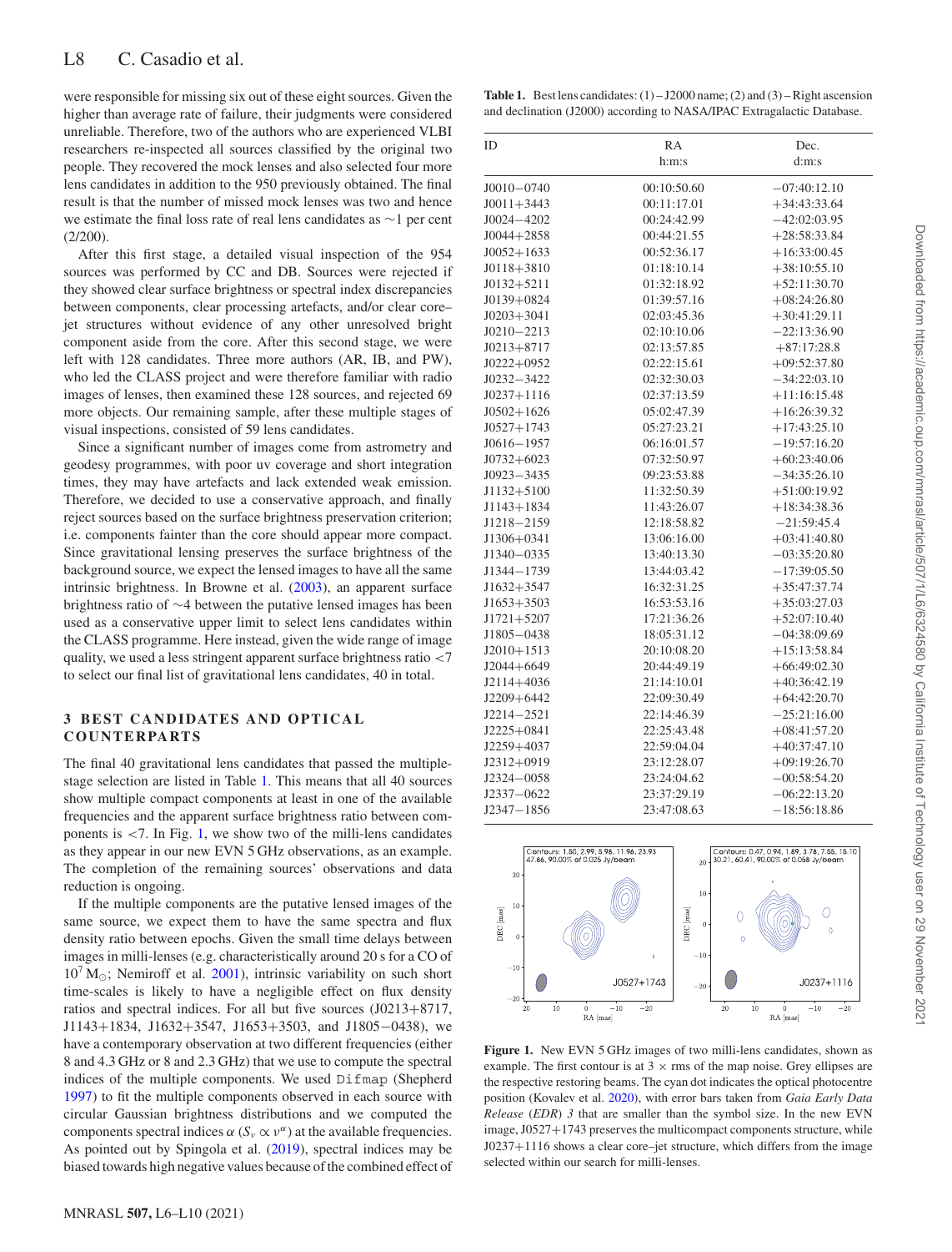were responsible for missing six out of these eight sources. Given the higher than average rate of failure, their judgments were considered unreliable. Therefore, two of the authors who are experienced VLBI researchers re-inspected all sources classified by the original two people. They recovered the mock lenses and also selected four more lens candidates in addition to the 950 previously obtained. The final result is that the number of missed mock lenses was two and hence we estimate the final loss rate of real lens candidates as ∼1 per cent (2/200).

After this first stage, a detailed visual inspection of the 954 sources was performed by CC and DB. Sources were rejected if they showed clear surface brightness or spectral index discrepancies between components, clear processing artefacts, and/or clear core–jet structures without evidence of any other unresolved bright component aside from the core. After this second stage, we were left with 128 candidates. Three more authors (AR, IB, and PW), who led the CLASS project and were therefore familiar with radio images of lenses, then examined these 128 sources, and rejected 69 more objects. Our remaining sample, after these multiple stages of visual inspections, consisted of 59 lens candidates.

Since a significant number of images come from astrometry and geodesy programmes, with poor uv coverage and short integration times, they may have artefacts and lack extended weak emission. Therefore, we decided to use a conservative approach, and finally reject sources based on the surface brightness preservation criterion; i.e. components fainter than the core should appear more compact. Since gravitational lensing preserves the surface brightness of the background source, we expect the lensed images to have all the same intrinsic brightness. In Browne et al. (2003), an apparent surface brightness ratio of ∼4 between the putative lensed images has been used as a conservative upper limit to select lens candidates within the CLASS programme. Here instead, given the wide range of image quality, we used a less stringent apparent surface brightness ratio <7 to select our final list of gravitational lens candidates, 40 in total.

## 3 BEST CANDIDATES AND OPTICAL COUNTERPARTS

The final 40 gravitational lens candidates that passed the multiple-stage selection are listed in Table 1. This means that all 40 sources show multiple compact components at least in one of the available frequencies and the apparent surface brightness ratio between components is <7. In Fig. 1, we show two of the milli-lens candidates as they appear in our new EVN 5 GHz observations, as an example. The completion of the remaining sources' observations and data reduction is ongoing.

If the multiple components are the putative lensed images of the same source, we expect them to have the same spectra and flux density ratio between epochs. Given the small time delays between images in milli-lenses (e.g. characteristically around 20 s for a CO of $10^7\,M_\odot$; Nemiroff et al. 2001), intrinsic variability on such short time-scales is likely to have a negligible effect on flux density ratios and spectral indices. For all but five sources (J0213+8717, J1143+1834, J1632+3547, J1653+3503, and J1805−0438), we have a contemporary observation at two different frequencies (either 8 and 4.3 GHz or 8 and 2.3 GHz) that we use to compute the spectral indices of the multiple components. We used Difmap (Shepherd 1997) to fit the multiple components observed in each source with circular Gaussian brightness distributions and we computed the components spectral indices $\alpha$ ($S_\nu \propto \nu^\alpha$) at the available frequencies. As pointed out by Spingola et al. (2019), spectral indices may be biased towards high negative values because of the combined effect of

**Table 1.** Best lens candidates: (1) – J2000 name; (2) and (3) – Right ascension and declination (J2000) according to NASA/IPAC Extragalactic Database.

| ID | RA h:m:s | Dec. d:m:s |
|---|---|---|
| J0010−0740 | 00:10:50.60 | −07:40:12.10 |
| J0011+3443 | 00:11:17.01 | +34:43:33.64 |
| J0024−4202 | 00:24:42.99 | −42:02:03.95 |
| J0044+2858 | 00:44:21.55 | +28:58:33.84 |
| J0052+1633 | 00:52:36.17 | +16:33:00.45 |
| J0118+3810 | 01:18:10.14 | +38:10:55.10 |
| J0132+5211 | 01:32:18.92 | +52:11:30.70 |
| J0139+0824 | 01:39:57.16 | +08:24:26.80 |
| J0203+3041 | 02:03:45.36 | +30:41:29.11 |
| J0210−2213 | 02:10:10.06 | −22:13:36.90 |
| J0213+8717 | 02:13:57.85 | +87:17:28.8 |
| J0222+0952 | 02:22:15.61 | +09:52:37.80 |
| J0232−3422 | 02:32:30.03 | −34:22:03.10 |
| J0237+1116 | 02:37:13.59 | +11:16:15.48 |
| J0502+1626 | 05:02:47.39 | +16:26:39.32 |
| J0527+1743 | 05:27:23.21 | +17:43:25.10 |
| J0616−1957 | 06:16:01.57 | −19:57:16.20 |
| J0732+6023 | 07:32:50.97 | +60:23:40.06 |
| J0923−3435 | 09:23:53.88 | −34:35:26.10 |
| J1132+5100 | 11:32:50.39 | +51:00:19.92 |
| J1143+1834 | 11:43:26.07 | +18:34:38.36 |
| J1218−2159 | 12:18:58.82 | −21:59:45.4 |
| J1306+0341 | 13:06:16.00 | +03:41:40.80 |
| J1340−0335 | 13:40:13.30 | −03:35:20.80 |
| J1344−1739 | 13:44:03.42 | −17:39:05.50 |
| J1632+3547 | 16:32:31.25 | +35:47:37.74 |
| J1653+3503 | 16:53:53.16 | +35:03:27.03 |
| J1721+5207 | 17:21:36.26 | +52:07:10.40 |
| J1805−0438 | 18:05:31.12 | −04:38:09.69 |
| J2010+1513 | 20:10:08.20 | +15:13:58.84 |
| J2044+6649 | 20:44:49.19 | +66:49:02.30 |
| J2114+4036 | 21:14:10.01 | +40:36:42.19 |
| J2209+6442 | 22:09:30.49 | +64:42:20.70 |
| J2214−2521 | 22:14:46.39 | −25:21:16.00 |
| J2225+0841 | 22:25:43.48 | +08:41:57.20 |
| J2259+4037 | 22:59:04.04 | +40:37:47.10 |
| J2312+0919 | 23:12:28.07 | +09:19:26.70 |
| J2324−0058 | 23:24:04.62 | −00:58:54.20 |
| J2337−0622 | 23:37:29.19 | −06:22:13.20 |
| J2347−1856 | 23:47:08.63 | −18:56:18.86 |

**Figure 1.** New EVN 5 GHz images of two milli-lens candidates, shown as example. The first contour is at 3 × rms of the map noise. Grey ellipses are the respective restoring beams. The cyan dot indicates the optical photocentre position (Kovalev et al. 2020), with error bars taken from *Gaia Early Data Release* (*EDR*) *3* that are smaller than the symbol size. In the new EVN image, J0527+1743 preserves the multicompact components structure, while J0237+1116 shows a clear core–jet structure, which differs from the image selected within our search for milli-lenses.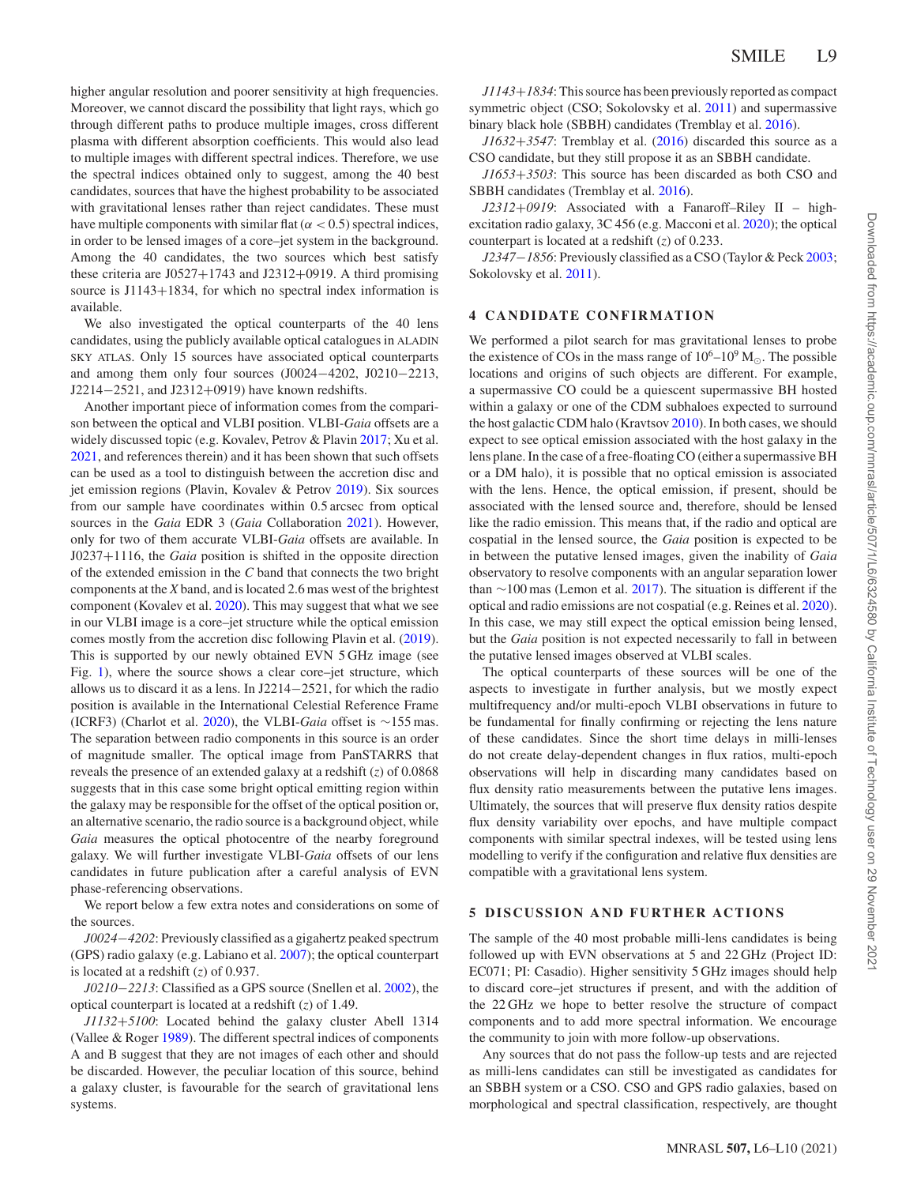higher angular resolution and poorer sensitivity at high frequencies. Moreover, we cannot discard the possibility that light rays, which go through different paths to produce multiple images, cross different plasma with different absorption coefficients. This would also lead to multiple images with different spectral indices. Therefore, we use the spectral indices obtained only to suggest, among the 40 best candidates, sources that have the highest probability to be associated with gravitational lenses rather than reject candidates. These must have multiple components with similar flat ($\alpha < 0.5$) spectral indices, in order to be lensed images of a core–jet system in the background. Among the 40 candidates, the two sources which best satisfy these criteria are J0527+1743 and J2312+0919. A third promising source is J1143+1834, for which no spectral index information is available.

We also investigated the optical counterparts of the 40 lens candidates, using the publicly available optical catalogues in ALADIN SKY ATLAS. Only 15 sources have associated optical counterparts and among them only four sources (J0024−4202, J0210−2213, J2214−2521, and J2312+0919) have known redshifts.

Another important piece of information comes from the comparison between the optical and VLBI position. VLBI-*Gaia* offsets are a widely discussed topic (e.g. Kovalev, Petrov & Plavin 2017; Xu et al. 2021, and references therein) and it has been shown that such offsets can be used as a tool to distinguish between the accretion disc and jet emission regions (Plavin, Kovalev & Petrov 2019). Six sources from our sample have coordinates within 0.5 arcsec from optical sources in the *Gaia* EDR 3 (*Gaia* Collaboration 2021). However, only for two of them accurate VLBI-*Gaia* offsets are available. In J0237+1116, the *Gaia* position is shifted in the opposite direction of the extended emission in the *C* band that connects the two bright components at the *X* band, and is located 2.6 mas west of the brightest component (Kovalev et al. 2020). This may suggest that what we see in our VLBI image is a core–jet structure while the optical emission comes mostly from the accretion disc following Plavin et al. (2019). This is supported by our newly obtained EVN 5 GHz image (see Fig. 1), where the source shows a clear core–jet structure, which allows us to discard it as a lens. In J2214−2521, for which the radio position is available in the International Celestial Reference Frame (ICRF3) (Charlot et al. 2020), the VLBI-*Gaia* offset is ∼155 mas. The separation between radio components in this source is an order of magnitude smaller. The optical image from PanSTARRS that reveals the presence of an extended galaxy at a redshift ($z$) of 0.0868 suggests that in this case some bright optical emitting region within the galaxy may be responsible for the offset of the optical position or, an alternative scenario, the radio source is a background object, while *Gaia* measures the optical photocentre of the nearby foreground galaxy. We will further investigate VLBI-*Gaia* offsets of our lens candidates in future publication after a careful analysis of EVN phase-referencing observations.

We report below a few extra notes and considerations on some of the sources.

*J0024−4202*: Previously classified as a gigahertz peaked spectrum (GPS) radio galaxy (e.g. Labiano et al. 2007); the optical counterpart is located at a redshift ($z$) of 0.937.

*J0210−2213*: Classified as a GPS source (Snellen et al. 2002), the optical counterpart is located at a redshift ($z$) of 1.49.

*J1132+5100*: Located behind the galaxy cluster Abell 1314 (Vallee & Roger 1989). The different spectral indices of components A and B suggest that they are not images of each other and should be discarded. However, the peculiar location of this source, behind a galaxy cluster, is favourable for the search of gravitational lens systems.

*J1143+1834*: This source has been previously reported as compact symmetric object (CSO; Sokolovsky et al. 2011) and supermassive binary black hole (SBBH) candidates (Tremblay et al. 2016).

*J1632+3547*: Tremblay et al. (2016) discarded this source as a CSO candidate, but they still propose it as an SBBH candidate.

*J1653+3503*: This source has been discarded as both CSO and SBBH candidates (Tremblay et al. 2016).

*J2312+0919*: Associated with a Fanaroff–Riley II – high-excitation radio galaxy, 3C 456 (e.g. Macconi et al. 2020); the optical counterpart is located at a redshift ($z$) of 0.233.

*J2347−1856*: Previously classified as a CSO (Taylor & Peck 2003; Sokolovsky et al. 2011).

## 4 CANDIDATE CONFIRMATION

We performed a pilot search for mas gravitational lenses to probe the existence of COs in the mass range of $10^6$–$10^9$ M$_\odot$. The possible locations and origins of such objects are different. For example, a supermassive CO could be a quiescent supermassive BH hosted within a galaxy or one of the CDM subhaloes expected to surround the host galactic CDM halo (Kravtsov 2010). In both cases, we should expect to see optical emission associated with the host galaxy in the lens plane. In the case of a free-floating CO (either a supermassive BH or a DM halo), it is possible that no optical emission is associated with the lens. Hence, the optical emission, if present, should be associated with the lensed source and, therefore, should be lensed like the radio emission. This means that, if the radio and optical are cospatial in the lensed source, the *Gaia* position is expected to be in between the putative lensed images, given the inability of *Gaia* observatory to resolve components with an angular separation lower than ∼100 mas (Lemon et al. 2017). The situation is different if the optical and radio emissions are not cospatial (e.g. Reines et al. 2020). In this case, we may still expect the optical emission being lensed, but the *Gaia* position is not expected necessarily to fall in between the putative lensed images observed at VLBI scales.

The optical counterparts of these sources will be one of the aspects to investigate in further analysis, but we mostly expect multifrequency and/or multi-epoch VLBI observations in future to be fundamental for finally confirming or rejecting the lens nature of these candidates. Since the short time delays in milli-lenses do not create delay-dependent changes in flux ratios, multi-epoch observations will help in discarding many candidates based on flux density ratio measurements between the putative lens images. Ultimately, the sources that will preserve flux density ratios despite flux density variability over epochs, and have multiple compact components with similar spectral indexes, will be tested using lens modelling to verify if the configuration and relative flux densities are compatible with a gravitational lens system.

## 5 DISCUSSION AND FURTHER ACTIONS

The sample of the 40 most probable milli-lens candidates is being followed up with EVN observations at 5 and 22 GHz (Project ID: EC071; PI: Casadio). Higher sensitivity 5 GHz images should help to discard core–jet structures if present, and with the addition of the 22 GHz we hope to better resolve the structure of compact components and to add more spectral information. We encourage the community to join with more follow-up observations.

Any sources that do not pass the follow-up tests and are rejected as milli-lens candidates can still be investigated as candidates for an SBBH system or a CSO. CSO and GPS radio galaxies, based on morphological and spectral classification, respectively, are thought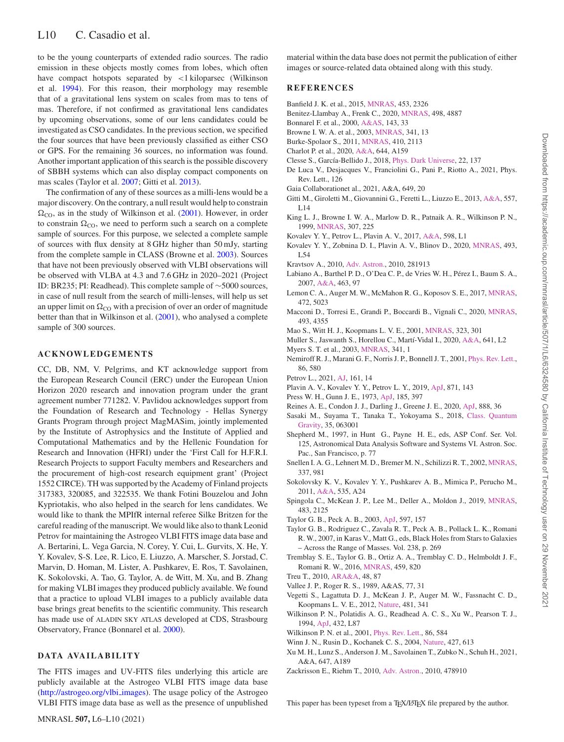to be the young counterparts of extended radio sources. The radio emission in these objects mostly comes from lobes, which often have compact hotspots separated by <1 kiloparsec (Wilkinson et al. 1994). For this reason, their morphology may resemble that of a gravitational lens system on scales from mas to tens of mas. Therefore, if not confirmed as gravitational lens candidates by upcoming observations, some of our lens candidates could be investigated as CSO candidates. In the previous section, we specified the four sources that have been previously classified as either CSO or GPS. For the remaining 36 sources, no information was found. Another important application of this search is the possible discovery of SBBH systems which can also display compact components on mas scales (Taylor et al. 2007; Gitti et al. 2013).

The confirmation of any of these sources as a milli-lens would be a major discovery. On the contrary, a null result would help to constrain $\Omega_{CO}$, as in the study of Wilkinson et al. (2001). However, in order to constrain $\Omega_{CO}$, we need to perform such a search on a complete sample of sources. For this purpose, we selected a complete sample of sources with flux density at 8 GHz higher than 50 mJy, starting from the complete sample in CLASS (Browne et al. 2003). Sources that have not been previously observed with VLBI observations will be observed with VLBA at 4.3 and 7.6 GHz in 2020–2021 (Project ID: BR235; PI: Readhead). This complete sample of ~5000 sources, in case of null result from the search of milli-lenses, will help us set an upper limit on $\Omega_{CO}$ with a precision of over an order of magnitude better than that in Wilkinson et al. (2001), who analysed a complete sample of 300 sources.

## ACKNOWLEDGEMENTS

CC, DB, NM, V. Pelgrims, and KT acknowledge support from the European Research Council (ERC) under the European Union Horizon 2020 research and innovation program under the grant agreement number 771282. V. Pavlidou acknowledges support from the Foundation of Research and Technology - Hellas Synergy Grants Program through project MagMASim, jointly implemented by the Institute of Astrophysics and the Institute of Applied and Computational Mathematics and by the Hellenic Foundation for Research and Innovation (HFRI) under the 'First Call for H.F.R.I. Research Projects to support Faculty members and Researchers and the procurement of high-cost research equipment grant' (Project 1552 CIRCE). TH was supported by the Academy of Finland projects 317383, 320085, and 322535. We thank Fotini Bouzelou and John Kypriotakis, who also helped in the search for lens candidates. We would like to thank the MPIfR internal referee Silke Britzen for the careful reading of the manuscript. We would like also to thank Leonid Petrov for maintaining the Astrogeo VLBI FITS image data base and A. Bertarini, L. Vega Garcia, N. Corey, Y. Cui, L. Gurvits, X. He, Y. Y. Kovalev, S-S. Lee, R. Lico, E. Liuzzo, A. Marscher, S. Jorstad, C. Marvin, D. Homan, M. Lister, A. Pushkarev, E. Ros, T. Savolainen, K. Sokolovski, A. Tao, G. Taylor, A. de Witt, M. Xu, and B. Zhang for making VLBI images they produced publicly available. We found that a practice to upload VLBI images to a publicly available data base brings great benefits to the scientific community. This research has made use of ALADIN SKY ATLAS developed at CDS, Strasbourg Observatory, France (Bonnarel et al. 2000).

## DATA AVAILABILITY

The FITS images and UV-FITS files underlying this article are publicly available at the Astrogeo VLBI FITS image data base (http://astrogeo.org/vlbi_images). The usage policy of the Astrogeo VLBI FITS image data base as well as the presence of unpublished material within the data base does not permit the publication of either images or source-related data obtained along with this study.

## REFERENCES

Banfield J. K. et al., 2015, MNRAS, 453, 2326
Benitez-Llambay A., Frenk C., 2020, MNRAS, 498, 4887
Bonnarel F. et al., 2000, A&AS, 143, 33
Browne I. W. A. et al., 2003, MNRAS, 341, 13
Burke-Spolaor S., 2011, MNRAS, 410, 2113
Charlot P. et al., 2020, A&A, 644, A159
Clesse S., García-Bellido J., 2018, Phys. Dark Universe, 22, 137
De Luca V., Desjacques V., Franciolini G., Pani P., Riotto A., 2021, Phys. Rev. Lett., 126
Gaia Collaborationet al., 2021, A&A, 649, 20
Gitti M., Giroletti M., Giovannini G., Feretti L., Liuzzo E., 2013, A&A, 557, L14
King L. J., Browne I. W. A., Marlow D. R., Patnaik A. R., Wilkinson P. N., 1999, MNRAS, 307, 225
Kovalev Y. Y., Petrov L., Plavin A. V., 2017, A&A, 598, L1
Kovalev Y. Y., Zobnina D. I., Plavin A. V., Blinov D., 2020, MNRAS, 493, L54
Kravtsov A., 2010, Adv. Astron., 2010, 281913
Labiano A., Barthel P. D., O'Dea C. P., de Vries W. H., Pérez I., Baum S. A., 2007, A&A, 463, 97
Lemon C. A., Auger M. W., McMahon R. G., Koposov S. E., 2017, MNRAS, 472, 5023
Macconi D., Torresi E., Grandi P., Boccardi B., Vignali C., 2020, MNRAS, 493, 4355
Mao S., Witt H. J., Koopmans L. V. E., 2001, MNRAS, 323, 301
Muller S., Jaswanth S., Horellou C., Martí-Vidal I., 2020, A&A, 641, L2
Myers S. T. et al., 2003, MNRAS, 341, 1
Nemiroff R. J., Marani G. F., Norris J. P., Bonnell J. T., 2001, Phys. Rev. Lett., 86, 580
Petrov L., 2021, AJ, 161, 14
Plavin A. V., Kovalev Y. Y., Petrov L. Y., 2019, ApJ, 871, 143
Press W. H., Gunn J. E., 1973, ApJ, 185, 397
Reines A. E., Condon J. J., Darling J., Greene J. E., 2020, ApJ, 888, 36
Sasaki M., Suyama T., Tanaka T., Yokoyama S., 2018, Class. Quantum Gravity, 35, 063001
Shepherd M., 1997, in Hunt G., Payne H. E., eds, ASP Conf. Ser. Vol. 125, Astronomical Data Analysis Software and Systems VI. Astron. Soc. Pac., San Francisco, p. 77
Snellen I. A. G., Lehnert M. D., Bremer M. N., Schilizzi R. T., 2002, MNRAS, 337, 981
Sokolovsky K. V., Kovalev Y. Y., Pushkarev A. B., Mimica P., Perucho M., 2011, A&A, 535, A24
Spingola C., McKean J. P., Lee M., Deller A., Moldon J., 2019, MNRAS, 483, 2125
Taylor G. B., Peck A. B., 2003, ApJ, 597, 157
Taylor G. B., Rodriguez C., Zavala R. T., Peck A. B., Pollack L. K., Romani R. W., 2007, in Karas V., Matt G., eds, Black Holes from Stars to Galaxies – Across the Range of Masses. Vol. 238, p. 269
Tremblay S. E., Taylor G. B., Ortiz A. A., Tremblay C. D., Helmboldt J. F., Romani R. W., 2016, MNRAS, 459, 820
Treu T., 2010, ARA&A, 48, 87
Vallee J. P., Roger R. S., 1989, A&AS, 77, 31
Vegetti S., Lagattuta D. J., McKean J. P., Auger M. W., Fassnacht C. D., Koopmans L. V. E., 2012, Nature, 481, 341
Wilkinson P. N., Polatidis A. G., Readhead A. C. S., Xu W., Pearson T. J., 1994, ApJ, 432, L87
Wilkinson P. N. et al., 2001, Phys. Rev. Lett., 86, 584
Winn J. N., Rusin D., Kochanek C. S., 2004, Nature, 427, 613
Xu M. H., Lunz S., Anderson J. M., Savolainen T., Zubko N., Schuh H., 2021, A&A, 647, A189
Zackrisson E., Riehm T., 2010, Adv. Astron., 2010, 478910

This paper has been typeset from a TEX/LATEX file prepared by the author.